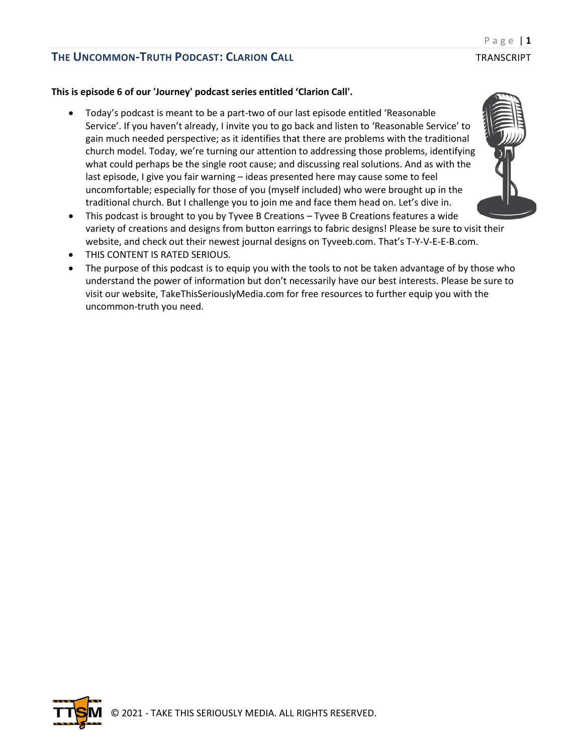**This is episode 6 of our 'Journey' podcast series entitled 'Clarion Call'.**

- Today's podcast is meant to be a part-two of our last episode entitled 'Reasonable Service'. If you haven't already, I invite you to go back and listen to 'Reasonable Service' to gain much needed perspective; as it identifies that there are problems with the traditional church model. Today, we're turning our attention to addressing those problems, identifying what could perhaps be the single root cause; and discussing real solutions. And as with the last episode, I give you fair warning – ideas presented here may cause some to feel uncomfortable; especially for those of you (myself included) who were brought up in the traditional church. But I challenge you to join me and face them head on. Let's dive in.
- This podcast is brought to you by Tyvee B Creations – Tyvee B Creations features a wide variety of creations and designs from button earrings to fabric designs! Please be sure to visit their website, and check out their newest journal designs on Tyveeb.com. That's T-Y-V-E-E-B.com.
- THIS CONTENT IS RATED SERIOUS.
- The purpose of this podcast is to equip you with the tools to not be taken advantage of by those who understand the power of information but don't necessarily have our best interests. Please be sure to visit our website, TakeThisSeriouslyMedia.com for free resources to further equip you with the uncommon-truth you need.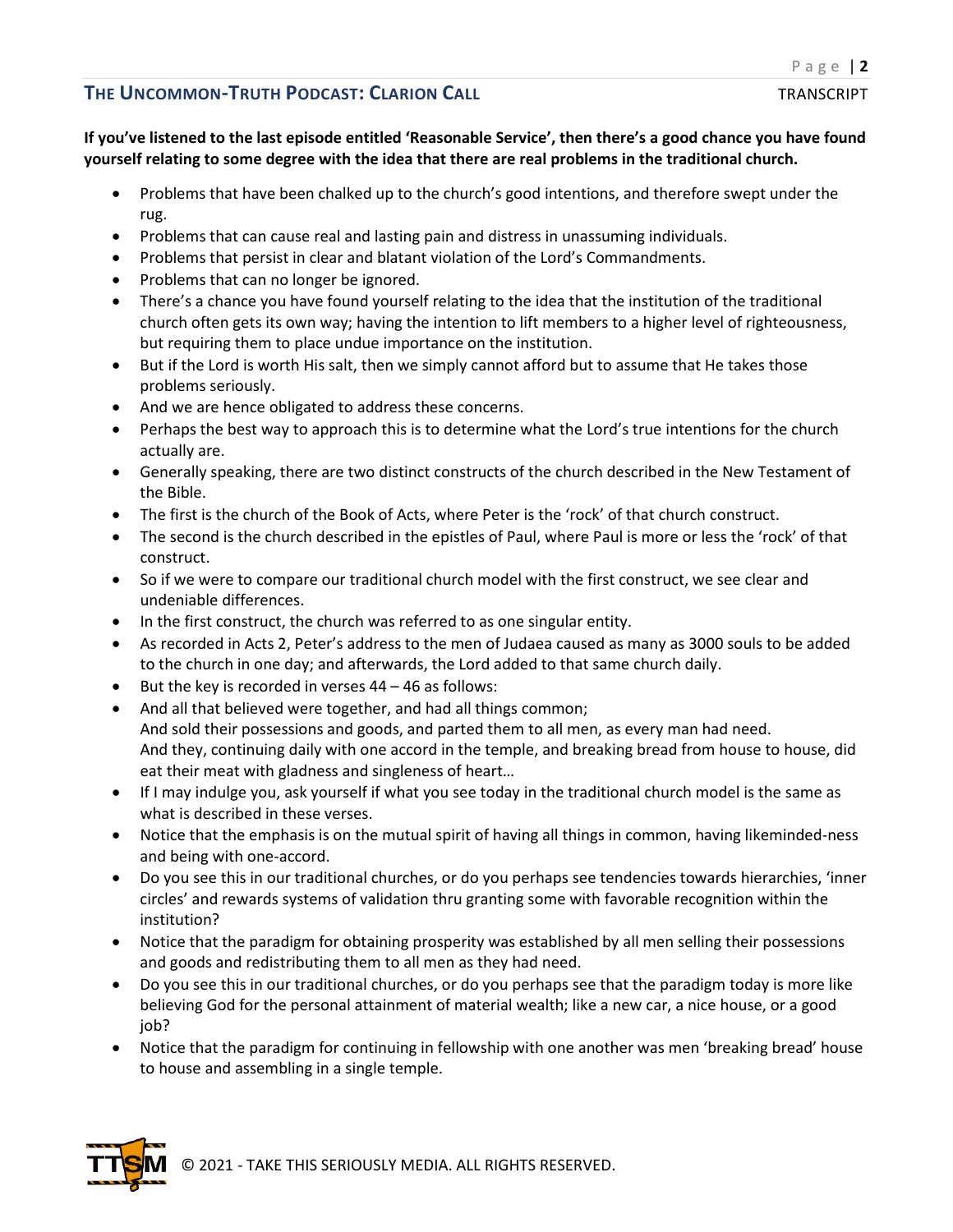**If you've listened to the last episode entitled 'Reasonable Service', then there's a good chance you have found yourself relating to some degree with the idea that there are real problems in the traditional church.**

- Problems that have been chalked up to the church's good intentions, and therefore swept under the rug.
- Problems that can cause real and lasting pain and distress in unassuming individuals.
- Problems that persist in clear and blatant violation of the Lord's Commandments.
- Problems that can no longer be ignored.
- There's a chance you have found yourself relating to the idea that the institution of the traditional church often gets its own way; having the intention to lift members to a higher level of righteousness, but requiring them to place undue importance on the institution.
- But if the Lord is worth His salt, then we simply cannot afford but to assume that He takes those problems seriously.
- And we are hence obligated to address these concerns.
- Perhaps the best way to approach this is to determine what the Lord's true intentions for the church actually are.
- Generally speaking, there are two distinct constructs of the church described in the New Testament of the Bible.
- The first is the church of the Book of Acts, where Peter is the 'rock' of that church construct.
- The second is the church described in the epistles of Paul, where Paul is more or less the 'rock' of that construct.
- So if we were to compare our traditional church model with the first construct, we see clear and undeniable differences.
- In the first construct, the church was referred to as one singular entity.
- As recorded in Acts 2, Peter's address to the men of Judaea caused as many as 3000 souls to be added to the church in one day; and afterwards, the Lord added to that same church daily.
- But the key is recorded in verses 44 – 46 as follows:
- And all that believed were together, and had all things common;
  And sold their possessions and goods, and parted them to all men, as every man had need.
  And they, continuing daily with one accord in the temple, and breaking bread from house to house, did eat their meat with gladness and singleness of heart…
- If I may indulge you, ask yourself if what you see today in the traditional church model is the same as what is described in these verses.
- Notice that the emphasis is on the mutual spirit of having all things in common, having likeminded-ness and being with one-accord.
- Do you see this in our traditional churches, or do you perhaps see tendencies towards hierarchies, 'inner circles' and rewards systems of validation thru granting some with favorable recognition within the institution?
- Notice that the paradigm for obtaining prosperity was established by all men selling their possessions and goods and redistributing them to all men as they had need.
- Do you see this in our traditional churches, or do you perhaps see that the paradigm today is more like believing God for the personal attainment of material wealth; like a new car, a nice house, or a good job?
- Notice that the paradigm for continuing in fellowship with one another was men 'breaking bread' house to house and assembling in a single temple.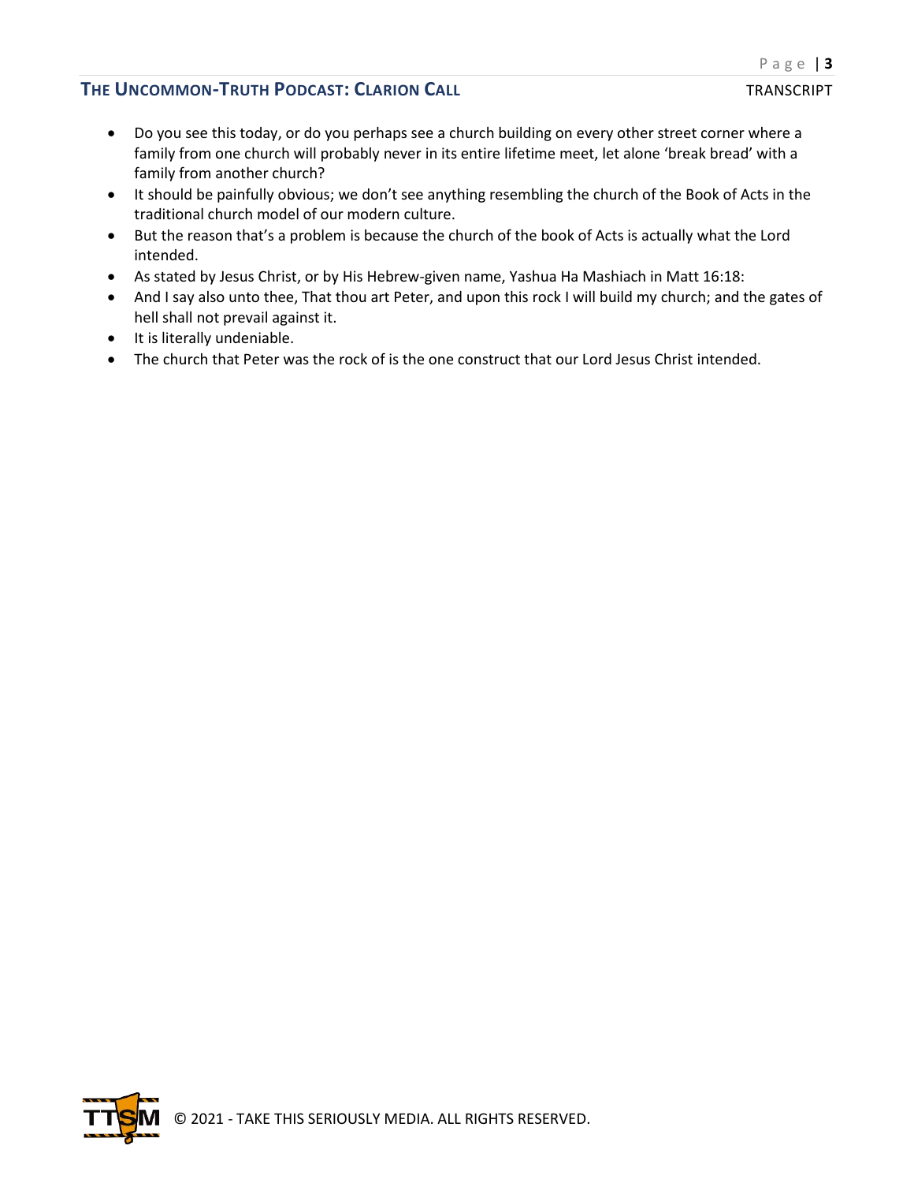- Do you see this today, or do you perhaps see a church building on every other street corner where a family from one church will probably never in its entire lifetime meet, let alone 'break bread' with a family from another church?
- It should be painfully obvious; we don't see anything resembling the church of the Book of Acts in the traditional church model of our modern culture.
- But the reason that's a problem is because the church of the book of Acts is actually what the Lord intended.
- As stated by Jesus Christ, or by His Hebrew-given name, Yashua Ha Mashiach in Matt 16:18:
- And I say also unto thee, That thou art Peter, and upon this rock I will build my church; and the gates of hell shall not prevail against it.
- It is literally undeniable.
- The church that Peter was the rock of is the one construct that our Lord Jesus Christ intended.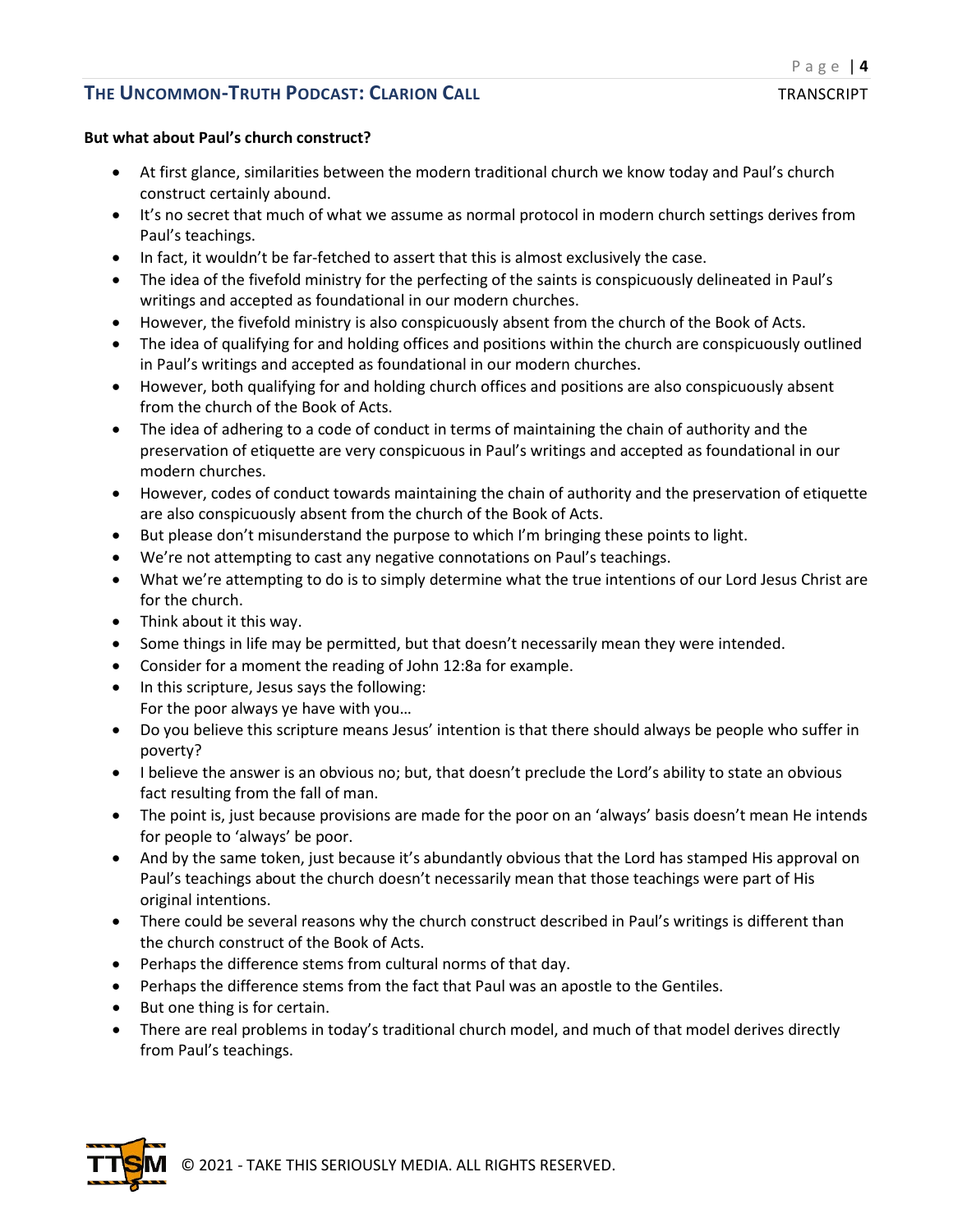**But what about Paul's church construct?**

- At first glance, similarities between the modern traditional church we know today and Paul's church construct certainly abound.
- It's no secret that much of what we assume as normal protocol in modern church settings derives from Paul's teachings.
- In fact, it wouldn't be far-fetched to assert that this is almost exclusively the case.
- The idea of the fivefold ministry for the perfecting of the saints is conspicuously delineated in Paul's writings and accepted as foundational in our modern churches.
- However, the fivefold ministry is also conspicuously absent from the church of the Book of Acts.
- The idea of qualifying for and holding offices and positions within the church are conspicuously outlined in Paul's writings and accepted as foundational in our modern churches.
- However, both qualifying for and holding church offices and positions are also conspicuously absent from the church of the Book of Acts.
- The idea of adhering to a code of conduct in terms of maintaining the chain of authority and the preservation of etiquette are very conspicuous in Paul's writings and accepted as foundational in our modern churches.
- However, codes of conduct towards maintaining the chain of authority and the preservation of etiquette are also conspicuously absent from the church of the Book of Acts.
- But please don't misunderstand the purpose to which I'm bringing these points to light.
- We're not attempting to cast any negative connotations on Paul's teachings.
- What we're attempting to do is to simply determine what the true intentions of our Lord Jesus Christ are for the church.
- Think about it this way.
- Some things in life may be permitted, but that doesn't necessarily mean they were intended.
- Consider for a moment the reading of John 12:8a for example.
- In this scripture, Jesus says the following:
  For the poor always ye have with you…
- Do you believe this scripture means Jesus' intention is that there should always be people who suffer in poverty?
- I believe the answer is an obvious no; but, that doesn't preclude the Lord's ability to state an obvious fact resulting from the fall of man.
- The point is, just because provisions are made for the poor on an 'always' basis doesn't mean He intends for people to 'always' be poor.
- And by the same token, just because it's abundantly obvious that the Lord has stamped His approval on Paul's teachings about the church doesn't necessarily mean that those teachings were part of His original intentions.
- There could be several reasons why the church construct described in Paul's writings is different than the church construct of the Book of Acts.
- Perhaps the difference stems from cultural norms of that day.
- Perhaps the difference stems from the fact that Paul was an apostle to the Gentiles.
- But one thing is for certain.
- There are real problems in today's traditional church model, and much of that model derives directly from Paul's teachings.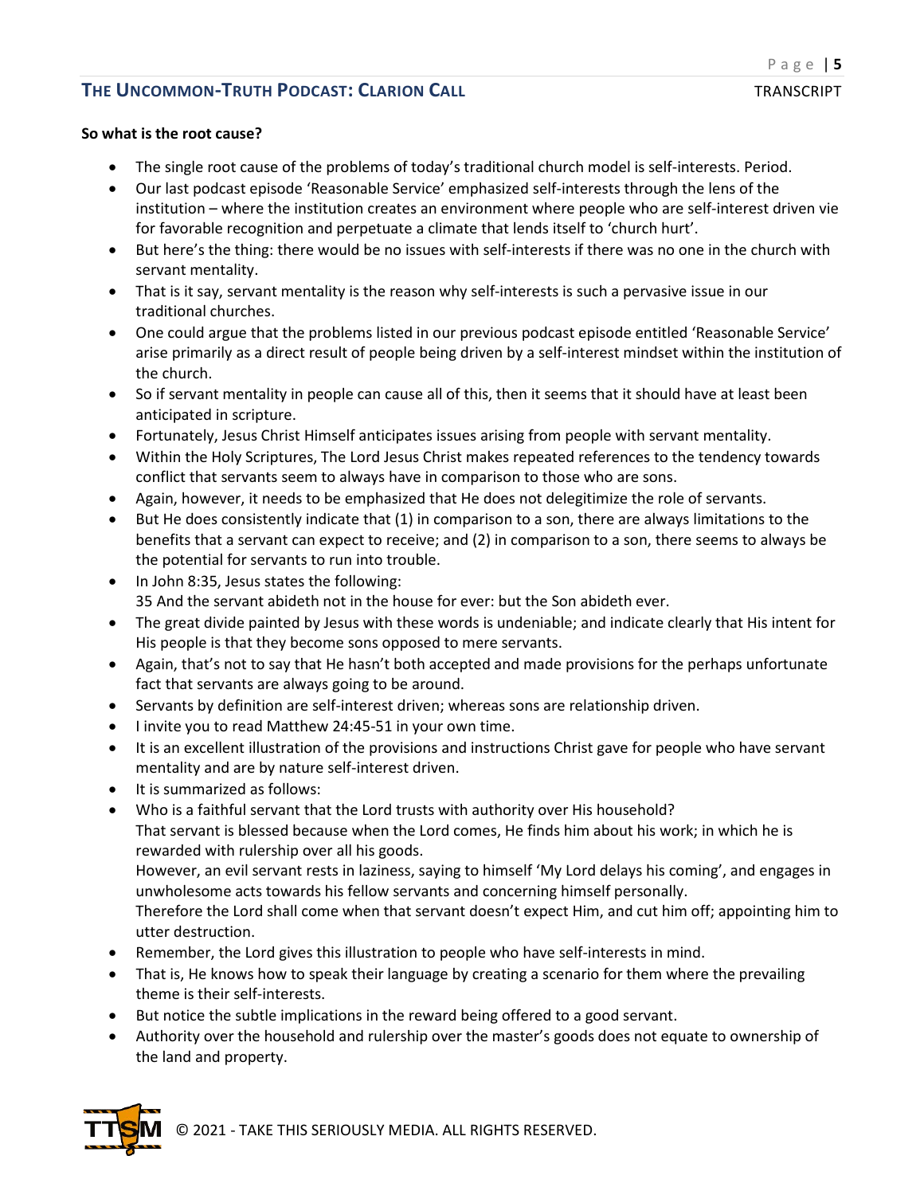**So what is the root cause?**

- The single root cause of the problems of today's traditional church model is self-interests. Period.
- Our last podcast episode 'Reasonable Service' emphasized self-interests through the lens of the institution – where the institution creates an environment where people who are self-interest driven vie for favorable recognition and perpetuate a climate that lends itself to 'church hurt'.
- But here's the thing: there would be no issues with self-interests if there was no one in the church with servant mentality.
- That is it say, servant mentality is the reason why self-interests is such a pervasive issue in our traditional churches.
- One could argue that the problems listed in our previous podcast episode entitled 'Reasonable Service' arise primarily as a direct result of people being driven by a self-interest mindset within the institution of the church.
- So if servant mentality in people can cause all of this, then it seems that it should have at least been anticipated in scripture.
- Fortunately, Jesus Christ Himself anticipates issues arising from people with servant mentality.
- Within the Holy Scriptures, The Lord Jesus Christ makes repeated references to the tendency towards conflict that servants seem to always have in comparison to those who are sons.
- Again, however, it needs to be emphasized that He does not delegitimize the role of servants.
- But He does consistently indicate that (1) in comparison to a son, there are always limitations to the benefits that a servant can expect to receive; and (2) in comparison to a son, there seems to always be the potential for servants to run into trouble.
- In John 8:35, Jesus states the following:
  35 And the servant abideth not in the house for ever: but the Son abideth ever.
- The great divide painted by Jesus with these words is undeniable; and indicate clearly that His intent for His people is that they become sons opposed to mere servants.
- Again, that's not to say that He hasn't both accepted and made provisions for the perhaps unfortunate fact that servants are always going to be around.
- Servants by definition are self-interest driven; whereas sons are relationship driven.
- I invite you to read Matthew 24:45-51 in your own time.
- It is an excellent illustration of the provisions and instructions Christ gave for people who have servant mentality and are by nature self-interest driven.
- It is summarized as follows:
- Who is a faithful servant that the Lord trusts with authority over His household?
  That servant is blessed because when the Lord comes, He finds him about his work; in which he is rewarded with rulership over all his goods.
  However, an evil servant rests in laziness, saying to himself 'My Lord delays his coming', and engages in unwholesome acts towards his fellow servants and concerning himself personally.
  Therefore the Lord shall come when that servant doesn't expect Him, and cut him off; appointing him to utter destruction.
- Remember, the Lord gives this illustration to people who have self-interests in mind.
- That is, He knows how to speak their language by creating a scenario for them where the prevailing theme is their self-interests.
- But notice the subtle implications in the reward being offered to a good servant.
- Authority over the household and rulership over the master's goods does not equate to ownership of the land and property.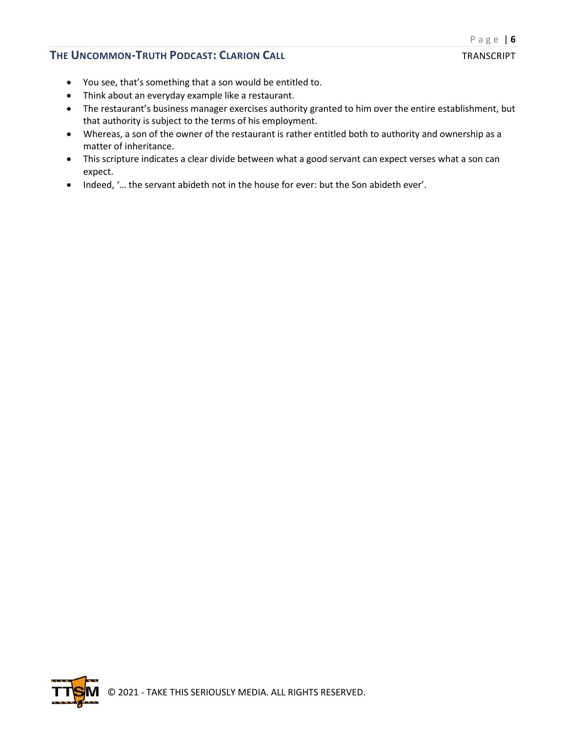- You see, that's something that a son would be entitled to.
- Think about an everyday example like a restaurant.
- The restaurant's business manager exercises authority granted to him over the entire establishment, but that authority is subject to the terms of his employment.
- Whereas, a son of the owner of the restaurant is rather entitled both to authority and ownership as a matter of inheritance.
- This scripture indicates a clear divide between what a good servant can expect verses what a son can expect.
- Indeed, '… the servant abideth not in the house for ever: but the Son abideth ever'.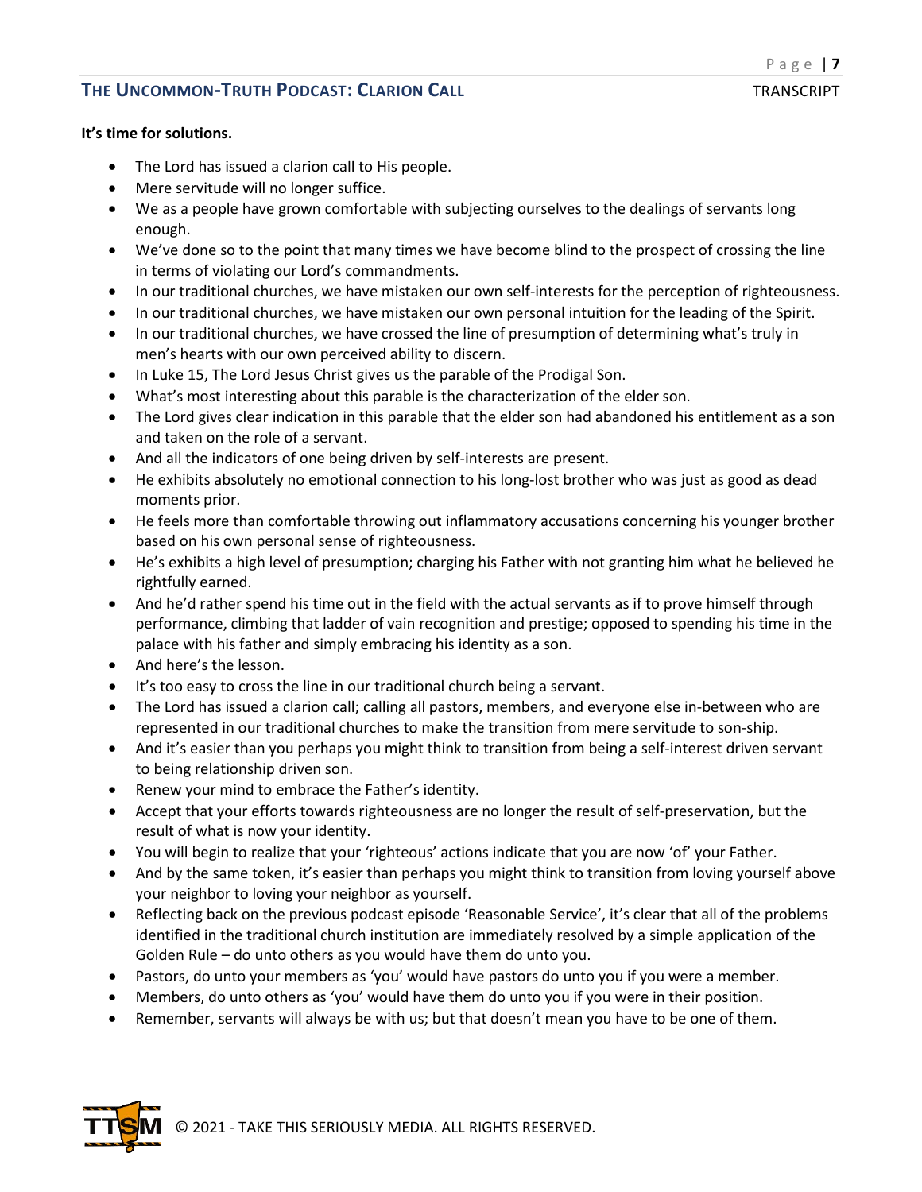**It's time for solutions.**

- The Lord has issued a clarion call to His people.
- Mere servitude will no longer suffice.
- We as a people have grown comfortable with subjecting ourselves to the dealings of servants long enough.
- We've done so to the point that many times we have become blind to the prospect of crossing the line in terms of violating our Lord's commandments.
- In our traditional churches, we have mistaken our own self-interests for the perception of righteousness.
- In our traditional churches, we have mistaken our own personal intuition for the leading of the Spirit.
- In our traditional churches, we have crossed the line of presumption of determining what's truly in men's hearts with our own perceived ability to discern.
- In Luke 15, The Lord Jesus Christ gives us the parable of the Prodigal Son.
- What's most interesting about this parable is the characterization of the elder son.
- The Lord gives clear indication in this parable that the elder son had abandoned his entitlement as a son and taken on the role of a servant.
- And all the indicators of one being driven by self-interests are present.
- He exhibits absolutely no emotional connection to his long-lost brother who was just as good as dead moments prior.
- He feels more than comfortable throwing out inflammatory accusations concerning his younger brother based on his own personal sense of righteousness.
- He's exhibits a high level of presumption; charging his Father with not granting him what he believed he rightfully earned.
- And he'd rather spend his time out in the field with the actual servants as if to prove himself through performance, climbing that ladder of vain recognition and prestige; opposed to spending his time in the palace with his father and simply embracing his identity as a son.
- And here's the lesson.
- It's too easy to cross the line in our traditional church being a servant.
- The Lord has issued a clarion call; calling all pastors, members, and everyone else in-between who are represented in our traditional churches to make the transition from mere servitude to son-ship.
- And it's easier than you perhaps you might think to transition from being a self-interest driven servant to being relationship driven son.
- Renew your mind to embrace the Father's identity.
- Accept that your efforts towards righteousness are no longer the result of self-preservation, but the result of what is now your identity.
- You will begin to realize that your 'righteous' actions indicate that you are now 'of' your Father.
- And by the same token, it's easier than perhaps you might think to transition from loving yourself above your neighbor to loving your neighbor as yourself.
- Reflecting back on the previous podcast episode 'Reasonable Service', it's clear that all of the problems identified in the traditional church institution are immediately resolved by a simple application of the Golden Rule – do unto others as you would have them do unto you.
- Pastors, do unto your members as 'you' would have pastors do unto you if you were a member.
- Members, do unto others as 'you' would have them do unto you if you were in their position.
- Remember, servants will always be with us; but that doesn't mean you have to be one of them.